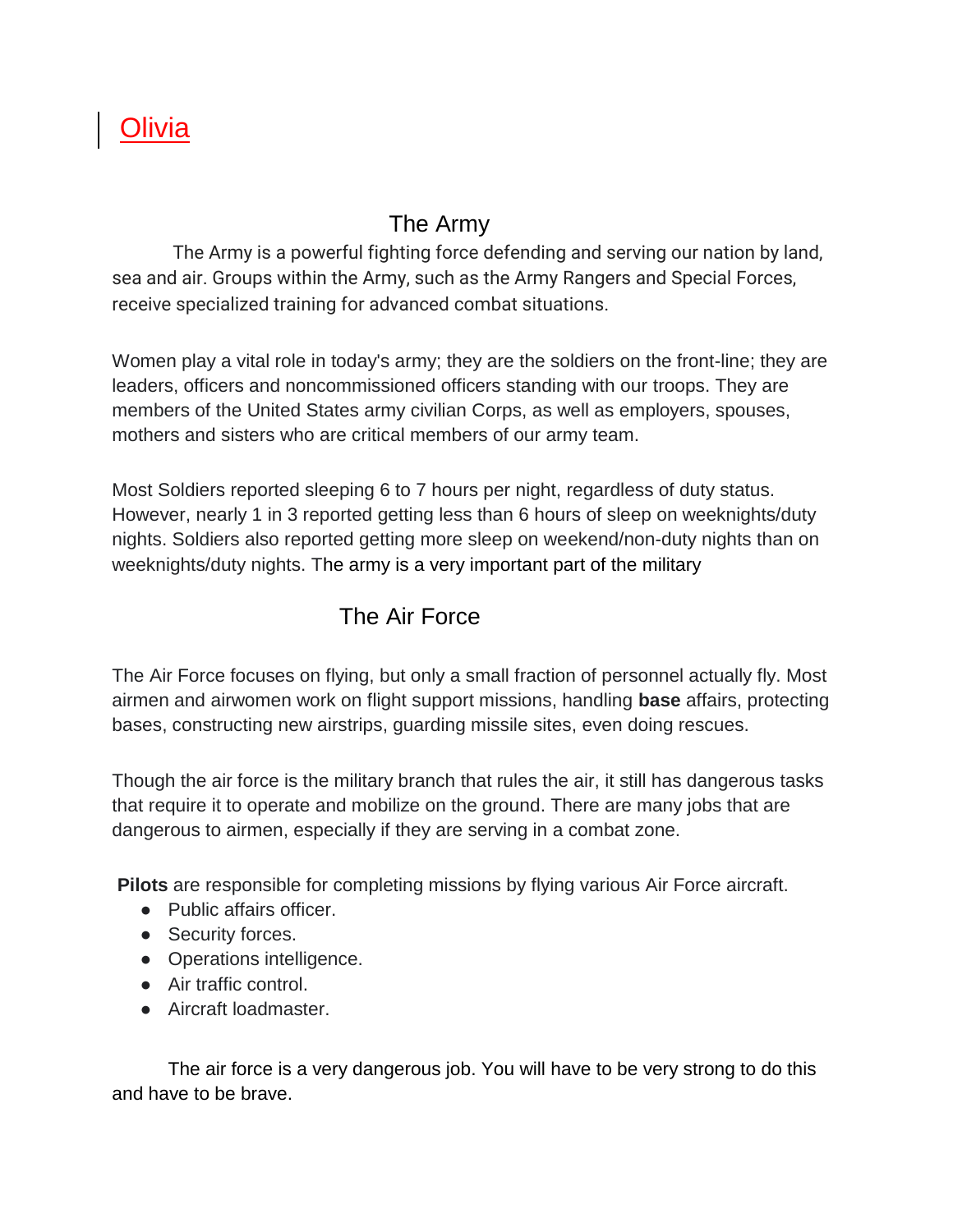Olivia

## The Army

The Army is a powerful fighting force defending and serving our nation by land, sea and air. Groups within the Army, such as the Army Rangers and Special Forces, receive specialized training for advanced combat situations.

Women play a vital role in today's army; they are the soldiers on the front-line; they are leaders, officers and noncommissioned officers standing with our troops. They are members of the United States army civilian Corps, as well as employers, spouses, mothers and sisters who are critical members of our army team.

Most Soldiers reported sleeping 6 to 7 hours per night, regardless of duty status. However, nearly 1 in 3 reported getting less than 6 hours of sleep on weeknights/duty nights. Soldiers also reported getting more sleep on weekend/non-duty nights than on weeknights/duty nights. The army is a very important part of the military

## The Air Force

The Air Force focuses on flying, but only a small fraction of personnel actually fly. Most airmen and airwomen work on flight support missions, handling **base** affairs, protecting bases, constructing new airstrips, guarding missile sites, even doing rescues.

Though the air force is the military branch that rules the air, it still has dangerous tasks that require it to operate and mobilize on the ground. There are many jobs that are dangerous to airmen, especially if they are serving in a combat zone.

**Pilots** are responsible for completing missions by flying various Air Force aircraft.

- Public affairs officer.
- Security forces.
- Operations intelligence.
- Air traffic control.
- Aircraft loadmaster.

The air force is a very dangerous job. You will have to be very strong to do this and have to be brave.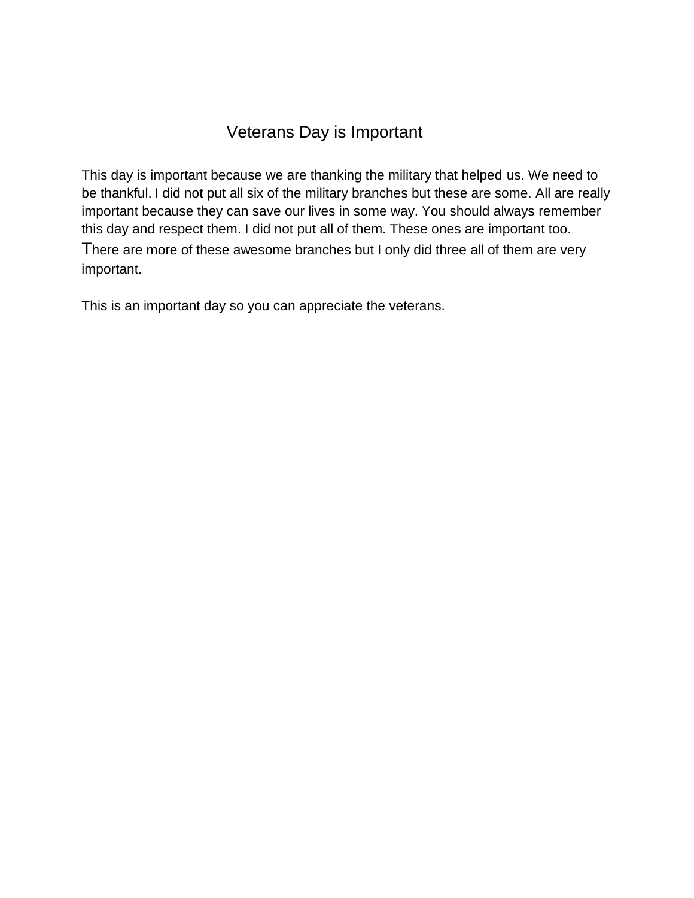# Veterans Day is Important

This day is important because we are thanking the military that helped us. We need to be thankful. I did not put all six of the military branches but these are some. All are really important because they can save our lives in some way. You should always remember this day and respect them. I did not put all of them. These ones are important too. There are more of these awesome branches but I only did three all of them are very important.

This is an important day so you can appreciate the veterans.